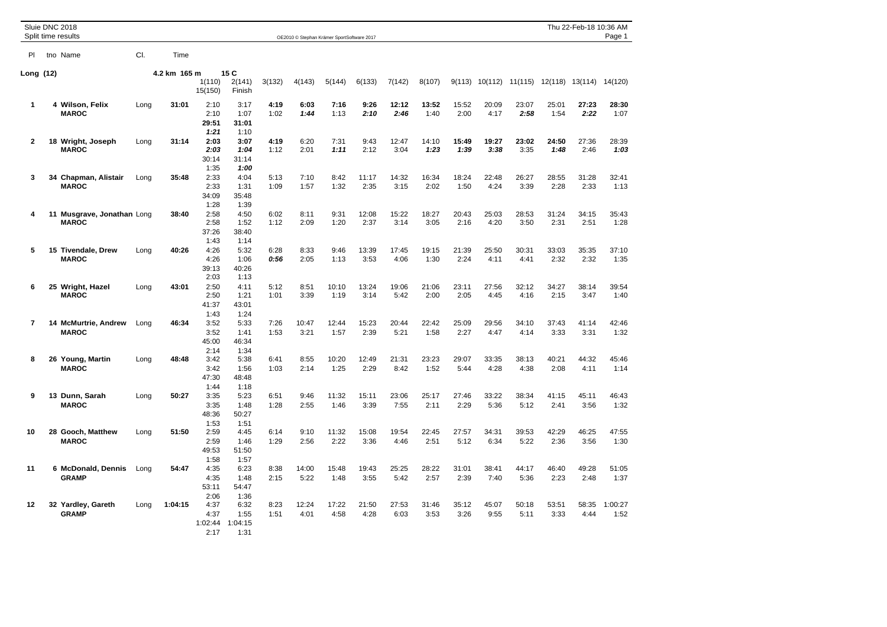Sluie DNC 2018
Split time results

OE2010 © Stephan Krämer SportSoftware 2017

Thu 22-Feb-18 10:36 AM

**Long (12)** 4.2 km 165 m 15 C

| Pl | tno | Name | Cl. | Time | 1(110) | 2(141) | 3(132) | 4(143) | 5(144) | 6(133) | 7(142) | 8(107) | 9(113) | 10(112) | 11(115) | 12(118) | 13(114) | 14(120) | 15(150) | Finish |
|---|---|---|---|---|---|---|---|---|---|---|---|---|---|---|---|---|---|---|---|---|
| **1** | **4** | **Wilson, Felix** | Long | **31:01** | 2:10 | 3:17 | **4:19** | **6:03** | **7:16** | **9:26** | **12:12** | **13:52** | 15:52 | 20:09 | 23:07 | 25:01 | **27:23** | **28:30** | **29:51** | **31:01** |
| | | **MAROC** | | | 2:10 | 1:07 | 1:02 | ***1:44*** | 1:13 | ***2:10*** | ***2:46*** | 1:40 | 2:00 | 4:17 | ***2:58*** | 1:54 | ***2:22*** | 1:07 | ***1:21*** | 1:10 |
| **2** | **18** | **Wright, Joseph** | Long | **31:14** | **2:03** | **3:07** | **4:19** | 6:20 | 7:31 | 9:43 | 12:47 | 14:10 | **15:49** | **19:27** | **23:02** | **24:50** | 27:36 | 28:39 | 30:14 | 31:14 |
| | | **MAROC** | | | ***2:03*** | ***1:04*** | 1:12 | 2:01 | ***1:11*** | 2:12 | 3:04 | ***1:23*** | ***1:39*** | ***3:38*** | 3:35 | ***1:48*** | 2:46 | ***1:03*** | 1:35 | ***1:00*** |
| **3** | **34** | **Chapman, Alistair** | Long | **35:48** | 2:33 | 4:04 | 5:13 | 7:10 | 8:42 | 11:17 | 14:32 | 16:34 | 18:24 | 22:48 | 26:27 | 28:55 | 31:28 | 32:41 | 34:09 | 35:48 |
| | | **MAROC** | | | 2:33 | 1:31 | 1:09 | 1:57 | 1:32 | 2:35 | 3:15 | 2:02 | 1:50 | 4:24 | 3:39 | 2:28 | 2:33 | 1:13 | 1:28 | 1:39 |
| **4** | **11** | **Musgrave, Jonathan** | Long | **38:40** | 2:58 | 4:50 | 6:02 | 8:11 | 9:31 | 12:08 | 15:22 | 18:27 | 20:43 | 25:03 | 28:53 | 31:24 | 34:15 | 35:43 | 37:26 | 38:40 |
| | | **MAROC** | | | 2:58 | 1:52 | 1:12 | 2:09 | 1:20 | 2:37 | 3:14 | 3:05 | 2:16 | 4:20 | 3:50 | 2:31 | 2:51 | 1:28 | 1:43 | 1:14 |
| **5** | **15** | **Tivendale, Drew** | Long | **40:26** | 4:26 | 5:32 | 6:28 | 8:33 | 9:46 | 13:39 | 17:45 | 19:15 | 21:39 | 25:50 | 30:31 | 33:03 | 35:35 | 37:10 | 39:13 | 40:26 |
| | | **MAROC** | | | 4:26 | 1:06 | ***0:56*** | 2:05 | 1:13 | 3:53 | 4:06 | 1:30 | 2:24 | 4:11 | 4:41 | 2:32 | 2:32 | 1:35 | 2:03 | 1:13 |
| **6** | **25** | **Wright, Hazel** | Long | **43:01** | 2:50 | 4:11 | 5:12 | 8:51 | 10:10 | 13:24 | 19:06 | 21:06 | 23:11 | 27:56 | 32:12 | 34:27 | 38:14 | 39:54 | 41:37 | 43:01 |
| | | **MAROC** | | | 2:50 | 1:21 | 1:01 | 3:39 | 1:19 | 3:14 | 5:42 | 2:00 | 2:05 | 4:45 | 4:16 | 2:15 | 3:47 | 1:40 | 1:43 | 1:24 |
| **7** | **14** | **McMurtrie, Andrew** | Long | **46:34** | 3:52 | 5:33 | 7:26 | 10:47 | 12:44 | 15:23 | 20:44 | 22:42 | 25:09 | 29:56 | 34:10 | 37:43 | 41:14 | 42:46 | 45:00 | 46:34 |
| | | **MAROC** | | | 3:52 | 1:41 | 1:53 | 3:21 | 1:57 | 2:39 | 5:21 | 1:58 | 2:27 | 4:47 | 4:14 | 3:33 | 3:31 | 1:32 | 2:14 | 1:34 |
| **8** | **26** | **Young, Martin** | Long | **48:48** | 3:42 | 5:38 | 6:41 | 8:55 | 10:20 | 12:49 | 21:31 | 23:23 | 29:07 | 33:35 | 38:13 | 40:21 | 44:32 | 45:46 | 47:30 | 48:48 |
| | | **MAROC** | | | 3:42 | 1:56 | 1:03 | 2:14 | 1:25 | 2:29 | 8:42 | 1:52 | 5:44 | 4:28 | 4:38 | 2:08 | 4:11 | 1:14 | 1:44 | 1:18 |
| **9** | **13** | **Dunn, Sarah** | Long | **50:27** | 3:35 | 5:23 | 6:51 | 9:46 | 11:32 | 15:11 | 23:06 | 25:17 | 27:46 | 33:22 | 38:34 | 41:15 | 45:11 | 46:43 | 48:36 | 50:27 |
| | | **MAROC** | | | 3:35 | 1:48 | 1:28 | 2:55 | 1:46 | 3:39 | 7:55 | 2:11 | 2:29 | 5:36 | 5:12 | 2:41 | 3:56 | 1:32 | 1:53 | 1:51 |
| **10** | **28** | **Gooch, Matthew** | Long | **51:50** | 2:59 | 4:45 | 6:14 | 9:10 | 11:32 | 15:08 | 19:54 | 22:45 | 27:57 | 34:31 | 39:53 | 42:29 | 46:25 | 47:55 | 49:53 | 51:50 |
| | | **MAROC** | | | 2:59 | 1:46 | 1:29 | 2:56 | 2:22 | 3:36 | 4:46 | 2:51 | 5:12 | 6:34 | 5:22 | 2:36 | 3:56 | 1:30 | 1:58 | 1:57 |
| **11** | **6** | **McDonald, Dennis** | Long | **54:47** | 4:35 | 6:23 | 8:38 | 14:00 | 15:48 | 19:43 | 25:25 | 28:22 | 31:01 | 38:41 | 44:17 | 46:40 | 49:28 | 51:05 | 53:11 | 54:47 |
| | | **GRAMP** | | | 4:35 | 1:48 | 2:15 | 5:22 | 1:48 | 3:55 | 5:42 | 2:57 | 2:39 | 7:40 | 5:36 | 2:23 | 2:48 | 1:37 | 2:06 | 1:36 |
| **12** | **32** | **Yardley, Gareth** | Long | **1:04:15** | 4:37 | 6:32 | 8:23 | 12:24 | 17:22 | 21:50 | 27:53 | 31:46 | 35:12 | 45:07 | 50:18 | 53:51 | 58:35 | 1:00:27 | 1:02:44 | 1:04:15 |
| | | **GRAMP** | | | 4:37 | 1:55 | 1:51 | 4:01 | 4:58 | 4:28 | 6:03 | 3:53 | 3:26 | 9:55 | 5:11 | 3:33 | 4:44 | 1:52 | 2:17 | 1:31 |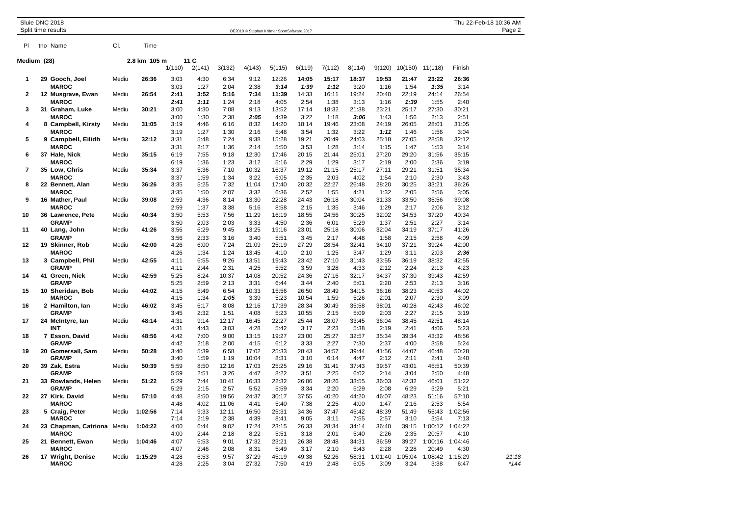Sluie DNC 2018
Split time results

OE2010 © Stephan Krämer SportSoftware 2017

Thu 22-Feb-18 10:36 AM

**Medium (28)** 2.8 km 105 m 11 C

| Pl | tno | Name | Cl. | Time | 1(110) | 2(141) | 3(132) | 4(143) | 5(115) | 6(119) | 7(112) | 8(114) | 9(120) | 10(150) | 11(118) | Finish | |
|---|---|---|---|---|---|---|---|---|---|---|---|---|---|---|---|---|---|
| 1 | 29 | Gooch, Joel | Mediu | 26:36 | 3:03 | 4:30 | 6:34 | 9:12 | 12:26 | 14:05 | 15:17 | 18:37 | 19:53 | 21:47 | 23:22 | 26:36 | |
| | | MAROC | | | 3:03 | 1:27 | 2:04 | 2:38 | *3:14* | *1:39* | *1:12* | 3:20 | 1:16 | 1:54 | *1:35* | 3:14 | |
| 2 | 12 | Musgrave, Ewan | Mediu | 26:54 | 2:41 | 3:52 | 5:16 | 7:34 | 11:39 | 14:33 | 16:11 | 19:24 | 20:40 | 22:19 | 24:14 | 26:54 | |
| | | MAROC | | | *2:41* | *1:11* | 1:24 | 2:18 | 4:05 | 2:54 | 1:38 | 3:13 | 1:16 | *1:39* | 1:55 | 2:40 | |
| 3 | 31 | Graham, Luke | Mediu | 30:21 | 3:00 | 4:30 | 7:08 | 9:13 | 13:52 | 17:14 | 18:32 | 21:38 | 23:21 | 25:17 | 27:30 | 30:21 | |
| | | MAROC | | | 3:00 | 1:30 | 2:38 | *2:05* | 4:39 | 3:22 | 1:18 | *3:06* | 1:43 | 1:56 | 2:13 | 2:51 | |
| 4 | 8 | Campbell, Kirsty | Mediu | 31:05 | 3:19 | 4:46 | 6:16 | 8:32 | 14:20 | 18:14 | 19:46 | 23:08 | 24:19 | 26:05 | 28:01 | 31:05 | |
| | | MAROC | | | 3:19 | 1:27 | 1:30 | 2:16 | 5:48 | 3:54 | 1:32 | 3:22 | *1:11* | 1:46 | 1:56 | 3:04 | |
| 5 | 9 | Campbell, Eilidh | Mediu | 32:12 | 3:31 | 5:48 | 7:24 | 9:38 | 15:28 | 19:21 | 20:49 | 24:03 | 25:18 | 27:05 | 28:58 | 32:12 | |
| | | MAROC | | | 3:31 | 2:17 | 1:36 | 2:14 | 5:50 | 3:53 | 1:28 | 3:14 | 1:15 | 1:47 | 1:53 | 3:14 | |
| 6 | 37 | Hale, Nick | Mediu | 35:15 | 6:19 | 7:55 | 9:18 | 12:30 | 17:46 | 20:15 | 21:44 | 25:01 | 27:20 | 29:20 | 31:56 | 35:15 | |
| | | MAROC | | | 6:19 | 1:36 | 1:23 | 3:12 | 5:16 | 2:29 | 1:29 | 3:17 | 2:19 | 2:00 | 2:36 | 3:19 | |
| 7 | 35 | Low, Chris | Mediu | 35:34 | 3:37 | 5:36 | 7:10 | 10:32 | 16:37 | 19:12 | 21:15 | 25:17 | 27:11 | 29:21 | 31:51 | 35:34 | |
| | | MAROC | | | 3:37 | 1:59 | 1:34 | 3:22 | 6:05 | 2:35 | 2:03 | 4:02 | 1:54 | 2:10 | 2:30 | 3:43 | |
| 8 | 22 | Bennett, Alan | Mediu | 36:26 | 3:35 | 5:25 | 7:32 | 11:04 | 17:40 | 20:32 | 22:27 | 26:48 | 28:20 | 30:25 | 33:21 | 36:26 | |
| | | MAROC | | | 3:35 | 1:50 | 2:07 | 3:32 | 6:36 | 2:52 | 1:55 | 4:21 | 1:32 | 2:05 | 2:56 | 3:05 | |
| 9 | 16 | Mather, Paul | Mediu | 39:08 | 2:59 | 4:36 | 8:14 | 13:30 | 22:28 | 24:43 | 26:18 | 30:04 | 31:33 | 33:50 | 35:56 | 39:08 | |
| | | MAROC | | | 2:59 | 1:37 | 3:38 | 5:16 | 8:58 | 2:15 | 1:35 | 3:46 | 1:29 | 2:17 | 2:06 | 3:12 | |
| 10 | 36 | Lawrence, Pete | Mediu | 40:34 | 3:50 | 5:53 | 7:56 | 11:29 | 16:19 | 18:55 | 24:56 | 30:25 | 32:02 | 34:53 | 37:20 | 40:34 | |
| | | GRAMP | | | 3:50 | 2:03 | 2:03 | 3:33 | 4:50 | 2:36 | 6:01 | 5:29 | 1:37 | 2:51 | 2:27 | 3:14 | |
| 11 | 40 | Lang, John | Mediu | 41:26 | 3:56 | 6:29 | 9:45 | 13:25 | 19:16 | 23:01 | 25:18 | 30:06 | 32:04 | 34:19 | 37:17 | 41:26 | |
| | | GRAMP | | | 3:56 | 2:33 | 3:16 | 3:40 | 5:51 | 3:45 | 2:17 | 4:48 | 1:58 | 2:15 | 2:58 | 4:09 | |
| 12 | 19 | Skinner, Rob | Mediu | 42:00 | 4:26 | 6:00 | 7:24 | 21:09 | 25:19 | 27:29 | 28:54 | 32:41 | 34:10 | 37:21 | 39:24 | 42:00 | |
| | | MAROC | | | 4:26 | 1:34 | 1:24 | 13:45 | 4:10 | 2:10 | 1:25 | 3:47 | 1:29 | 3:11 | 2:03 | *2:36* | |
| 13 | 3 | Campbell, Phil | Mediu | 42:55 | 4:11 | 6:55 | 9:26 | 13:51 | 19:43 | 23:42 | 27:10 | 31:43 | 33:55 | 36:19 | 38:32 | 42:55 | |
| | | GRAMP | | | 4:11 | 2:44 | 2:31 | 4:25 | 5:52 | 3:59 | 3:28 | 4:33 | 2:12 | 2:24 | 2:13 | 4:23 | |
| 14 | 41 | Green, Nick | Mediu | 42:59 | 5:25 | 8:24 | 10:37 | 14:08 | 20:52 | 24:36 | 27:16 | 32:17 | 34:37 | 37:30 | 39:43 | 42:59 | |
| | | GRAMP | | | 5:25 | 2:59 | 2:13 | 3:31 | 6:44 | 3:44 | 2:40 | 5:01 | 2:20 | 2:53 | 2:13 | 3:16 | |
| 15 | 10 | Sheridan, Bob | Mediu | 44:02 | 4:15 | 5:49 | 6:54 | 10:33 | 15:56 | 26:50 | 28:49 | 34:15 | 36:16 | 38:23 | 40:53 | 44:02 | |
| | | MAROC | | | 4:15 | 1:34 | *1:05* | 3:39 | 5:23 | 10:54 | 1:59 | 5:26 | 2:01 | 2:07 | 2:30 | 3:09 | |
| 16 | 2 | Hamilton, Ian | Mediu | 46:02 | 3:45 | 6:17 | 8:08 | 12:16 | 17:39 | 28:34 | 30:49 | 35:58 | 38:01 | 40:28 | 42:43 | 46:02 | |
| | | GRAMP | | | 3:45 | 2:32 | 1:51 | 4:08 | 5:23 | 10:55 | 2:15 | 5:09 | 2:03 | 2:27 | 2:15 | 3:19 | |
| 17 | 24 | McIntyre, Ian | Mediu | 48:14 | 4:31 | 9:14 | 12:17 | 16:45 | 22:27 | 25:44 | 28:07 | 33:45 | 36:04 | 38:45 | 42:51 | 48:14 | |
| | | INT | | | 4:31 | 4:43 | 3:03 | 4:28 | 5:42 | 3:17 | 2:23 | 5:38 | 2:19 | 2:41 | 4:06 | 5:23 | |
| 18 | 7 | Esson, David | Mediu | 48:56 | 4:42 | 7:00 | 9:00 | 13:15 | 19:27 | 23:00 | 25:27 | 32:57 | 35:34 | 39:34 | 43:32 | 48:56 | |
| | | GRAMP | | | 4:42 | 2:18 | 2:00 | 4:15 | 6:12 | 3:33 | 2:27 | 7:30 | 2:37 | 4:00 | 3:58 | 5:24 | |
| 19 | 20 | Gomersall, Sam | Mediu | 50:28 | 3:40 | 5:39 | 6:58 | 17:02 | 25:33 | 28:43 | 34:57 | 39:44 | 41:56 | 44:07 | 46:48 | 50:28 | |
| | | GRAMP | | | 3:40 | 1:59 | 1:19 | 10:04 | 8:31 | 3:10 | 6:14 | 4:47 | 2:12 | 2:11 | 2:41 | 3:40 | |
| 20 | 39 | Zak, Estra | Mediu | 50:39 | 5:59 | 8:50 | 12:16 | 17:03 | 25:25 | 29:16 | 31:41 | 37:43 | 39:57 | 43:01 | 45:51 | 50:39 | |
| | | GRAMP | | | 5:59 | 2:51 | 3:26 | 4:47 | 8:22 | 3:51 | 2:25 | 6:02 | 2:14 | 3:04 | 2:50 | 4:48 | |
| 21 | 33 | Rowlands, Helen | Mediu | 51:22 | 5:29 | 7:44 | 10:41 | 16:33 | 22:32 | 26:06 | 28:26 | 33:55 | 36:03 | 42:32 | 46:01 | 51:22 | |
| | | GRAMP | | | 5:29 | 2:15 | 2:57 | 5:52 | 5:59 | 3:34 | 2:20 | 5:29 | 2:08 | 6:29 | 3:29 | 5:21 | |
| 22 | 27 | Kirk, David | Mediu | 57:10 | 4:48 | 8:50 | 19:56 | 24:37 | 30:17 | 37:55 | 40:20 | 44:20 | 46:07 | 48:23 | 51:16 | 57:10 | |
| | | MAROC | | | 4:48 | 4:02 | 11:06 | 4:41 | 5:40 | 7:38 | 2:25 | 4:00 | 1:47 | 2:16 | 2:53 | 5:54 | |
| 23 | 5 | Craig, Peter | Mediu | 1:02:56 | 7:14 | 9:33 | 12:11 | 16:50 | 25:31 | 34:36 | 37:47 | 45:42 | 48:39 | 51:49 | 55:43 | 1:02:56 | |
| | | MAROC | | | 7:14 | 2:19 | 2:38 | 4:39 | 8:41 | 9:05 | 3:11 | 7:55 | 2:57 | 3:10 | 3:54 | 7:13 | |
| 24 | 23 | Chapman, Catriona | Mediu | 1:04:22 | 4:00 | 6:44 | 9:02 | 17:24 | 23:15 | 26:33 | 28:34 | 34:14 | 36:40 | 39:15 | 1:00:12 | 1:04:22 | |
| | | MAROC | | | 4:00 | 2:44 | 2:18 | 8:22 | 5:51 | 3:18 | 2:01 | 5:40 | 2:26 | 2:35 | 20:57 | 4:10 | |
| 25 | 21 | Bennett, Ewan | Mediu | 1:04:46 | 4:07 | 6:53 | 9:01 | 17:32 | 23:21 | 26:38 | 28:48 | 34:31 | 36:59 | 39:27 | 1:00:16 | 1:04:46 | |
| | | MAROC | | | 4:07 | 2:46 | 2:08 | 8:31 | 5:49 | 3:17 | 2:10 | 5:43 | 2:28 | 2:28 | 20:49 | 4:30 | |
| 26 | 17 | Wright, Denise | Mediu | 1:15:29 | 4:28 | 6:53 | 9:57 | 37:29 | 45:19 | 49:38 | 52:26 | 58:31 | 1:01:40 | 1:05:04 | 1:08:42 | 1:15:29 | *21:18* |
| | | MAROC | | | 4:28 | 2:25 | 3:04 | 27:32 | 7:50 | 4:19 | 2:48 | 6:05 | 3:09 | 3:24 | 3:38 | 6:47 | *\*144* |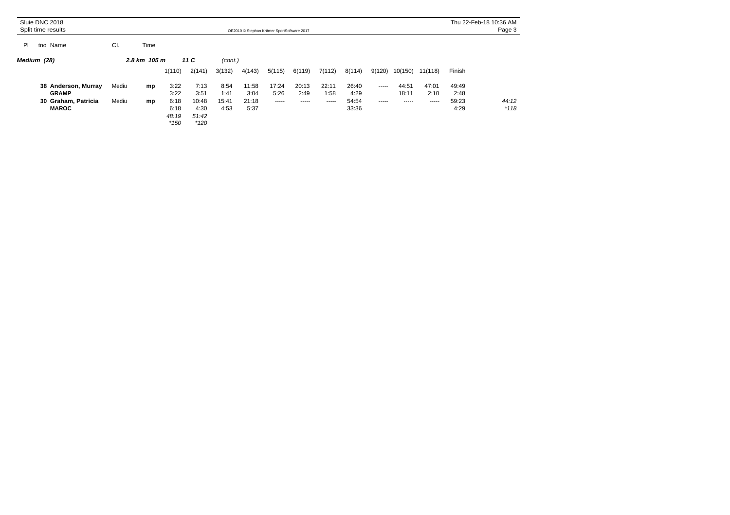Sluie DNC 2018
Split time results

| Pl | tno Name | Cl. | Time | | | | | | | | | | | | | |
|---|---|---|---|---|---|---|---|---|---|---|---|---|---|---|---|---|
| ***Medium (28)*** | | | ***2.8 km 105 m*** | | ***11 C*** | *(cont.)* | | | | | | | | | | |
| | | | | 1(110) | 2(141) | 3(132) | 4(143) | 5(115) | 6(119) | 7(112) | 8(114) | 9(120) | 10(150) | 11(118) | Finish | |
| | **38 Anderson, Murray** | Mediu | **mp** | 3:22 | 7:13 | 8:54 | 11:58 | 17:24 | 20:13 | 22:11 | 26:40 | ----- | 44:51 | 47:01 | 49:49 | |
| | **GRAMP** | | | 3:22 | 3:51 | 1:41 | 3:04 | 5:26 | 2:49 | 1:58 | 4:29 | | 18:11 | 2:10 | 2:48 | |
| | **30 Graham, Patricia** | Mediu | **mp** | 6:18 | 10:48 | 15:41 | 21:18 | ----- | ----- | ----- | 54:54 | ----- | ----- | ----- | 59:23 | *44:12* |
| | **MAROC** | | | 6:18 | 4:30 | 4:53 | 5:37 | | | | 33:36 | | | | 4:29 | *\*118* |
| | | | | *48:19* | *51:42* | | | | | | | | | | | |
| | | | | *\*150* | *\*120* | | | | | | | | | | | |